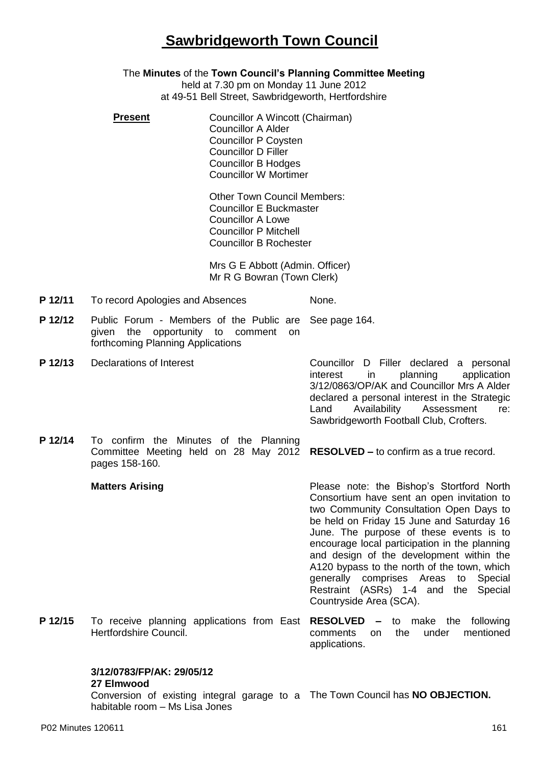# Sawbridgeworth Town Council

The **Minutes** of the **Town Council's Planning Committee Meeting**
held at 7.30 pm on Monday 11 June 2012
at 49-51 Bell Street, Sawbridgeworth, Hertfordshire

**Present**

Councillor A Wincott (Chairman)
Councillor A Alder
Councillor P Coysten
Councillor D Filler
Councillor B Hodges
Councillor W Mortimer

Other Town Council Members:
Councillor E Buckmaster
Councillor A Lowe
Councillor P Mitchell
Councillor B Rochester

Mrs G E Abbott (Admin. Officer)
Mr R G Bowran (Town Clerk)

| | | |
|---|---|---|
| **P 12/11** | To record Apologies and Absences | None. |
| **P 12/12** | Public Forum - Members of the Public are given the opportunity to comment on forthcoming Planning Applications | See page 164. |
| **P 12/13** | Declarations of Interest | Councillor D Filler declared a personal interest in planning application 3/12/0863/OP/AK and Councillor Mrs A Alder declared a personal interest in the Strategic Land Availability Assessment re: Sawbridgeworth Football Club, Crofters. |
| **P 12/14** | To confirm the Minutes of the Planning Committee Meeting held on 28 May 2012 pages 158-160. | **RESOLVED –** to confirm as a true record. |
| | **Matters Arising** | Please note: the Bishop's Stortford North Consortium have sent an open invitation to two Community Consultation Open Days to be held on Friday 15 June and Saturday 16 June. The purpose of these events is to encourage local participation in the planning and design of the development within the A120 bypass to the north of the town, which generally comprises Areas to Special Restraint (ASRs) 1-4 and the Special Countryside Area (SCA). |
| **P 12/15** | To receive planning applications from East Hertfordshire Council. | **RESOLVED –** to make the following comments on the under mentioned applications. |
| | **3/12/0783/FP/AK: 29/05/12**<br>**27 Elmwood**<br>Conversion of existing integral garage to a habitable room – Ms Lisa Jones | The Town Council has **NO OBJECTION.** |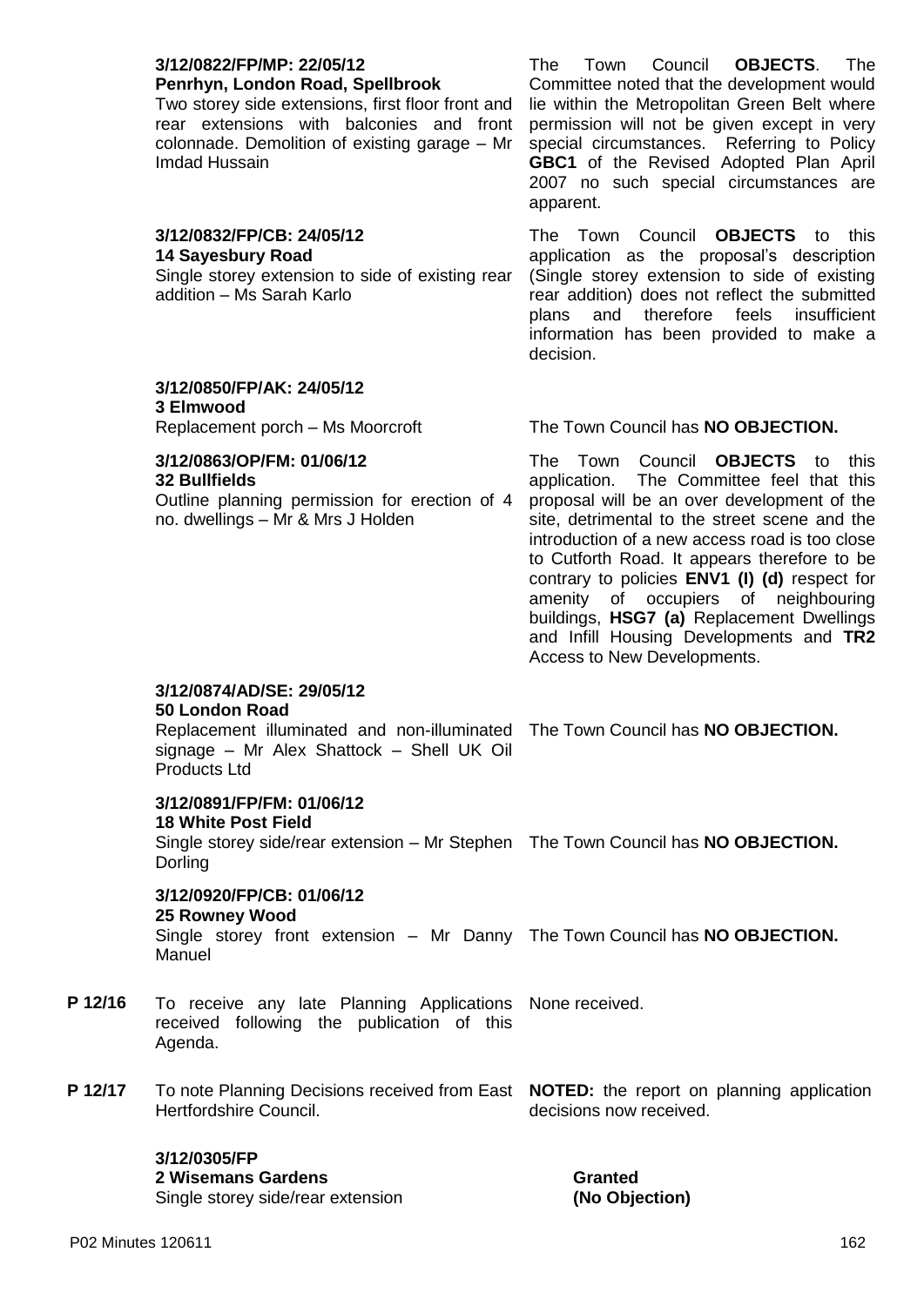| | | |
|---|---|---|
| | **3/12/0822/FP/MP: 22/05/12**<br>**Penrhyn, London Road, Spellbrook**<br>Two storey side extensions, first floor front and rear extensions with balconies and front colonnade. Demolition of existing garage – Mr Imdad Hussain | The Town Council **OBJECTS**. The Committee noted that the development would lie within the Metropolitan Green Belt where permission will not be given except in very special circumstances. Referring to Policy **GBC1** of the Revised Adopted Plan April 2007 no such special circumstances are apparent. |
| | **3/12/0832/FP/CB: 24/05/12**<br>**14 Sayesbury Road**<br>Single storey extension to side of existing rear addition – Ms Sarah Karlo | The Town Council **OBJECTS** to this application as the proposal's description (Single storey extension to side of existing rear addition) does not reflect the submitted plans and therefore feels insufficient information has been provided to make a decision. |
| | **3/12/0850/FP/AK: 24/05/12**<br>**3 Elmwood**<br>Replacement porch – Ms Moorcroft | The Town Council has **NO OBJECTION.** |
| | **3/12/0863/OP/FM: 01/06/12**<br>**32 Bullfields**<br>Outline planning permission for erection of 4 no. dwellings – Mr & Mrs J Holden | The Town Council **OBJECTS** to this application. The Committee feel that this proposal will be an over development of the site, detrimental to the street scene and the introduction of a new access road is too close to Cutforth Road. It appears therefore to be contrary to policies **ENV1 (I) (d)** respect for amenity of occupiers of neighbouring buildings, **HSG7 (a)** Replacement Dwellings and Infill Housing Developments and **TR2** Access to New Developments. |
| | **3/12/0874/AD/SE: 29/05/12**<br>**50 London Road**<br>Replacement illuminated and non-illuminated signage – Mr Alex Shattock – Shell UK Oil Products Ltd | The Town Council has **NO OBJECTION.** |
| | **3/12/0891/FP/FM: 01/06/12**<br>**18 White Post Field**<br>Single storey side/rear extension – Mr Stephen Dorling | The Town Council has **NO OBJECTION.** |
| | **3/12/0920/FP/CB: 01/06/12**<br>**25 Rowney Wood**<br>Single storey front extension – Mr Danny Manuel | The Town Council has **NO OBJECTION.** |
| **P 12/16** | To receive any late Planning Applications received following the publication of this Agenda. | None received. |
| **P 12/17** | To note Planning Decisions received from East Hertfordshire Council. | **NOTED:** the report on planning application decisions now received. |
| | **3/12/0305/FP**<br>**2 Wisemans Gardens**<br>Single storey side/rear extension | **Granted**<br>**(No Objection)** |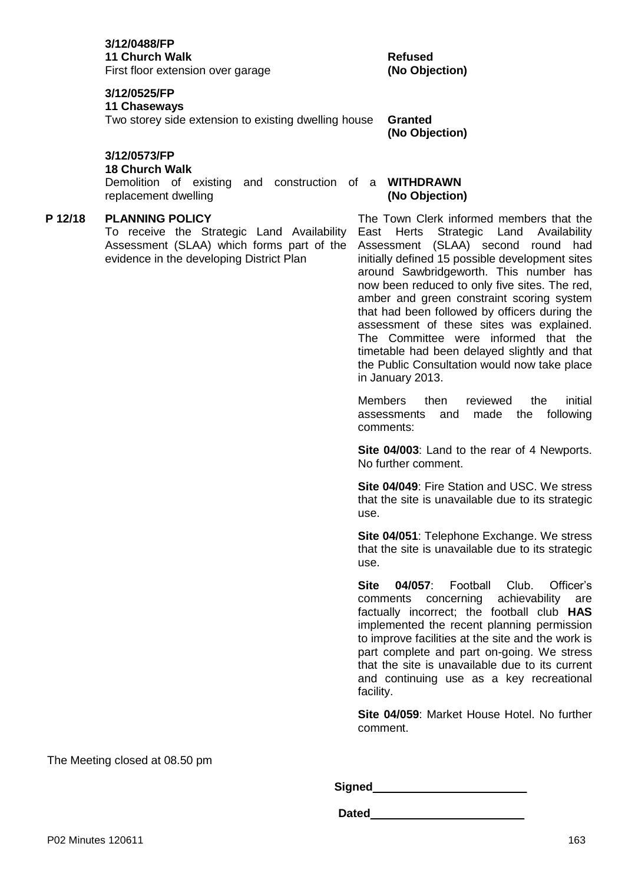**3/12/0488/FP**
**11 Church Walk**
First floor extension over garage — **Refused (No Objection)**

**3/12/0525/FP**
**11 Chaseways**
Two storey side extension to existing dwelling house — **Granted (No Objection)**

**3/12/0573/FP**
**18 Church Walk**
Demolition of existing and construction of a replacement dwelling — **WITHDRAWN (No Objection)**

**P 12/18 PLANNING POLICY**

To receive the Strategic Land Availability Assessment (SLAA) which forms part of the evidence in the developing District Plan

The Town Clerk informed members that the East Herts Strategic Land Availability Assessment (SLAA) second round had initially defined 15 possible development sites around Sawbridgeworth. This number has now been reduced to only five sites. The red, amber and green constraint scoring system that had been followed by officers during the assessment of these sites was explained. The Committee were informed that the timetable had been delayed slightly and that the Public Consultation would now take place in January 2013.

Members then reviewed the initial assessments and made the following comments:

**Site 04/003**: Land to the rear of 4 Newports. No further comment.

**Site 04/049**: Fire Station and USC. We stress that the site is unavailable due to its strategic use.

**Site 04/051**: Telephone Exchange. We stress that the site is unavailable due to its strategic use.

**Site 04/057**: Football Club. Officer's comments concerning achievability are factually incorrect; the football club **HAS** implemented the recent planning permission to improve facilities at the site and the work is part complete and part on-going. We stress that the site is unavailable due to its current and continuing use as a key recreational facility.

**Site 04/059**: Market House Hotel. No further comment.

The Meeting closed at 08.50 pm

**Signed**________________________

**Dated**________________________

P02 Minutes 120611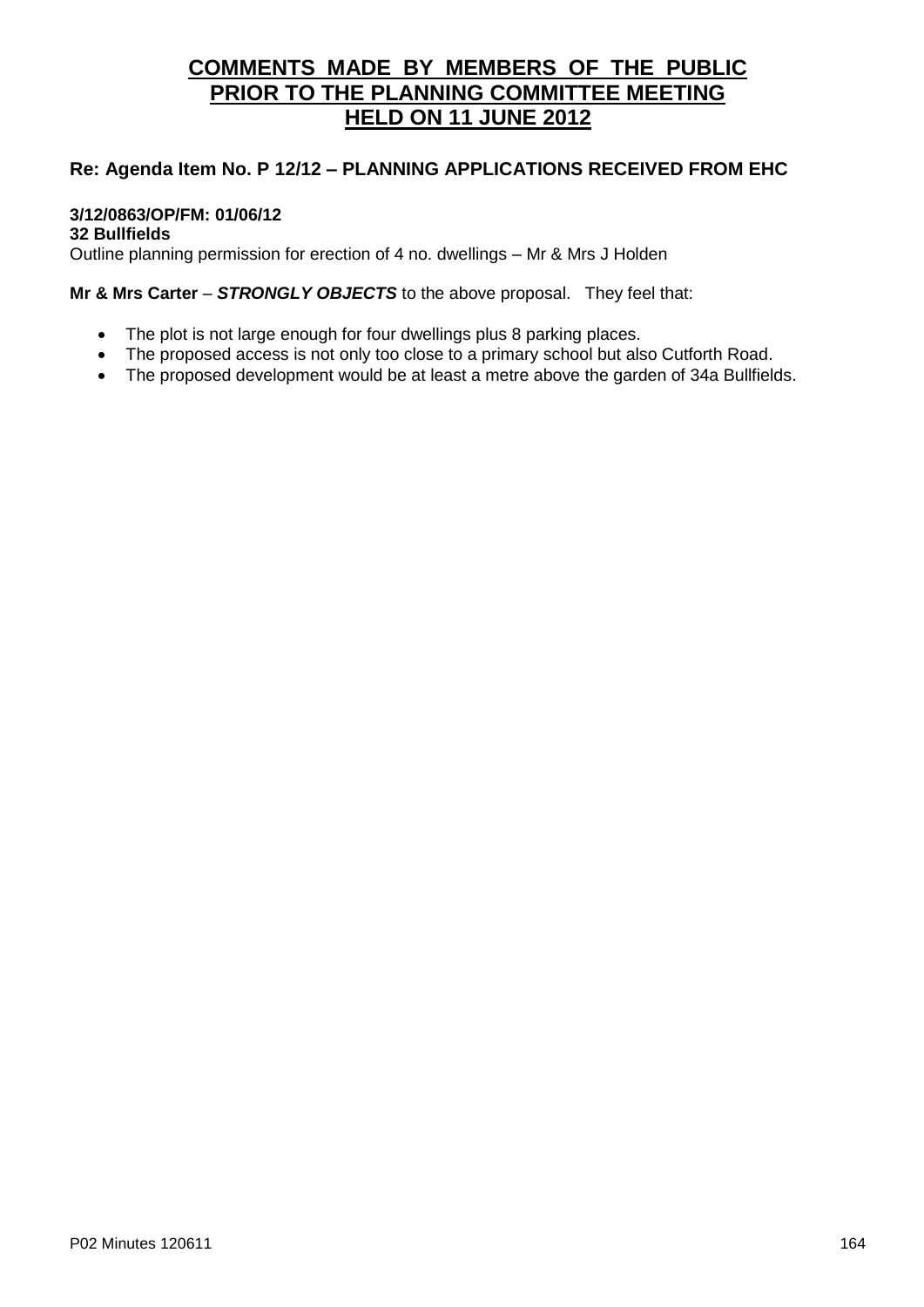# COMMENTS MADE BY MEMBERS OF THE PUBLIC PRIOR TO THE PLANNING COMMITTEE MEETING HELD ON 11 JUNE 2012

## Re: Agenda Item No. P 12/12 – PLANNING APPLICATIONS RECEIVED FROM EHC

**3/12/0863/OP/FM: 01/06/12**
**32 Bullfields**
Outline planning permission for erection of 4 no. dwellings – Mr & Mrs J Holden

**Mr & Mrs Carter** – ***STRONGLY OBJECTS*** to the above proposal. They feel that:

- The plot is not large enough for four dwellings plus 8 parking places.
- The proposed access is not only too close to a primary school but also Cutforth Road.
- The proposed development would be at least a metre above the garden of 34a Bullfields.